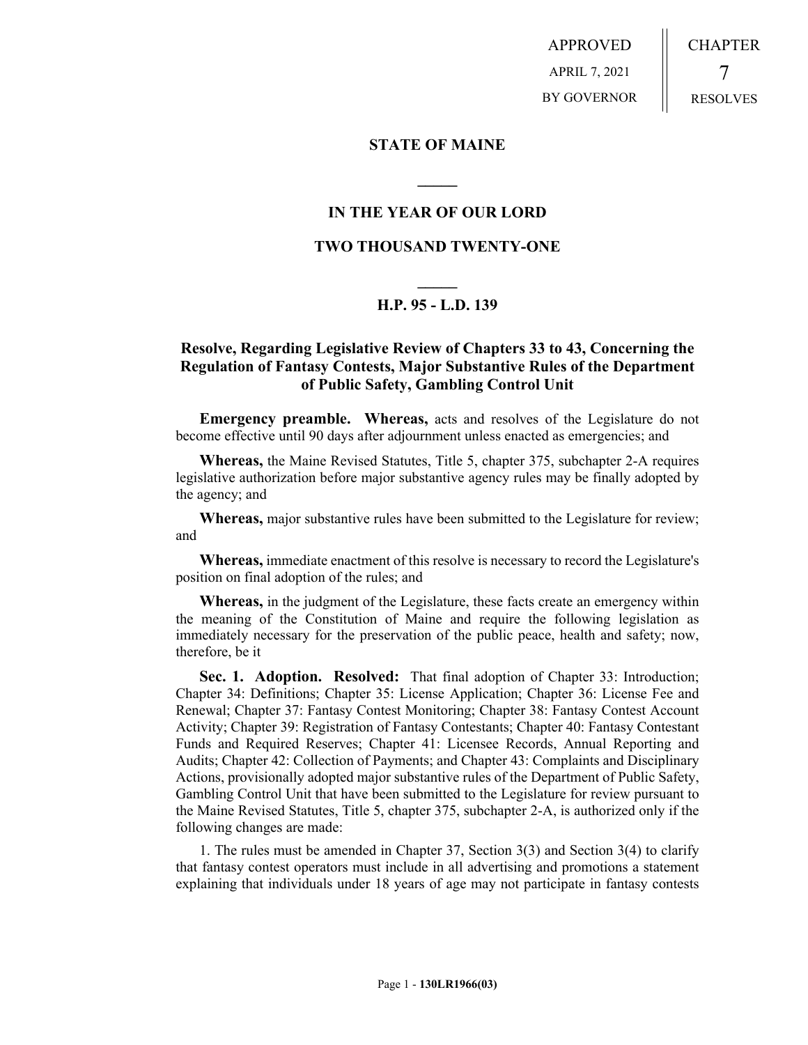APPROVED
APRIL 7, 2021
BY GOVERNOR

CHAPTER
7
RESOLVES

**STATE OF MAINE**

**IN THE YEAR OF OUR LORD**

**TWO THOUSAND TWENTY-ONE**

**H.P. 95 - L.D. 139**

**Resolve, Regarding Legislative Review of Chapters 33 to 43, Concerning the Regulation of Fantasy Contests, Major Substantive Rules of the Department of Public Safety, Gambling Control Unit**

**Emergency preamble. Whereas,** acts and resolves of the Legislature do not become effective until 90 days after adjournment unless enacted as emergencies; and

**Whereas,** the Maine Revised Statutes, Title 5, chapter 375, subchapter 2-A requires legislative authorization before major substantive agency rules may be finally adopted by the agency; and

**Whereas,** major substantive rules have been submitted to the Legislature for review; and

**Whereas,** immediate enactment of this resolve is necessary to record the Legislature's position on final adoption of the rules; and

**Whereas,** in the judgment of the Legislature, these facts create an emergency within the meaning of the Constitution of Maine and require the following legislation as immediately necessary for the preservation of the public peace, health and safety; now, therefore, be it

**Sec. 1. Adoption. Resolved:** That final adoption of Chapter 33: Introduction; Chapter 34: Definitions; Chapter 35: License Application; Chapter 36: License Fee and Renewal; Chapter 37: Fantasy Contest Monitoring; Chapter 38: Fantasy Contest Account Activity; Chapter 39: Registration of Fantasy Contestants; Chapter 40: Fantasy Contestant Funds and Required Reserves; Chapter 41: Licensee Records, Annual Reporting and Audits; Chapter 42: Collection of Payments; and Chapter 43: Complaints and Disciplinary Actions, provisionally adopted major substantive rules of the Department of Public Safety, Gambling Control Unit that have been submitted to the Legislature for review pursuant to the Maine Revised Statutes, Title 5, chapter 375, subchapter 2-A, is authorized only if the following changes are made:

1. The rules must be amended in Chapter 37, Section 3(3) and Section 3(4) to clarify that fantasy contest operators must include in all advertising and promotions a statement explaining that individuals under 18 years of age may not participate in fantasy contests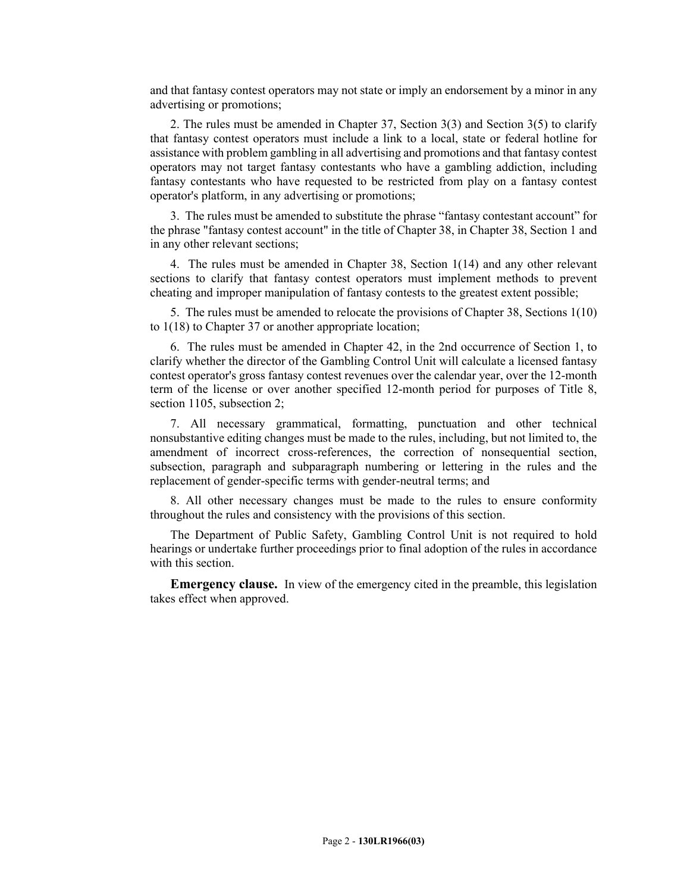and that fantasy contest operators may not state or imply an endorsement by a minor in any advertising or promotions;

2. The rules must be amended in Chapter 37, Section 3(3) and Section 3(5) to clarify that fantasy contest operators must include a link to a local, state or federal hotline for assistance with problem gambling in all advertising and promotions and that fantasy contest operators may not target fantasy contestants who have a gambling addiction, including fantasy contestants who have requested to be restricted from play on a fantasy contest operator's platform, in any advertising or promotions;

3. The rules must be amended to substitute the phrase “fantasy contestant account” for the phrase "fantasy contest account" in the title of Chapter 38, in Chapter 38, Section 1 and in any other relevant sections;

4. The rules must be amended in Chapter 38, Section 1(14) and any other relevant sections to clarify that fantasy contest operators must implement methods to prevent cheating and improper manipulation of fantasy contests to the greatest extent possible;

5. The rules must be amended to relocate the provisions of Chapter 38, Sections 1(10) to 1(18) to Chapter 37 or another appropriate location;

6. The rules must be amended in Chapter 42, in the 2nd occurrence of Section 1, to clarify whether the director of the Gambling Control Unit will calculate a licensed fantasy contest operator's gross fantasy contest revenues over the calendar year, over the 12-month term of the license or over another specified 12-month period for purposes of Title 8, section 1105, subsection 2;

7. All necessary grammatical, formatting, punctuation and other technical nonsubstantive editing changes must be made to the rules, including, but not limited to, the amendment of incorrect cross-references, the correction of nonsequential section, subsection, paragraph and subparagraph numbering or lettering in the rules and the replacement of gender-specific terms with gender-neutral terms; and

8. All other necessary changes must be made to the rules to ensure conformity throughout the rules and consistency with the provisions of this section.

The Department of Public Safety, Gambling Control Unit is not required to hold hearings or undertake further proceedings prior to final adoption of the rules in accordance with this section.

**Emergency clause.** In view of the emergency cited in the preamble, this legislation takes effect when approved.